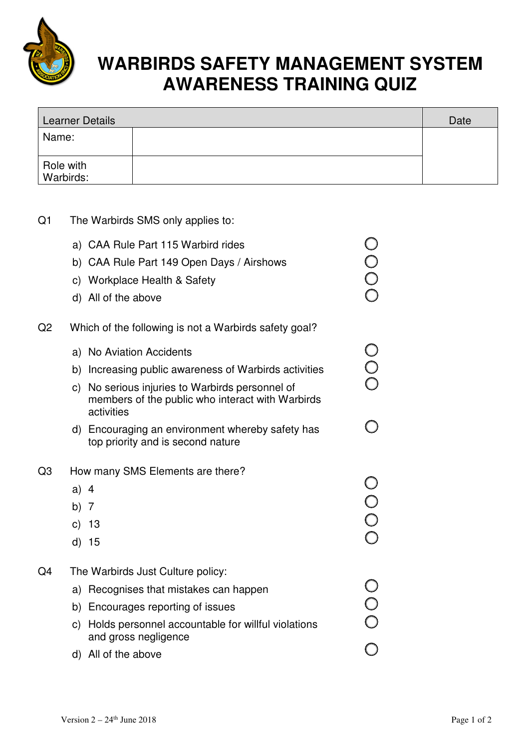# WARBIRDS SAFETY MANAGEMENT SYSTEM AWARENESS TRAINING QUIZ

| Learner Details | | Date |
|---|---|---|
| Name: | | |
| Role with Warbirds: | | |

Q1 The Warbirds SMS only applies to:

a) CAA Rule Part 115 Warbird rides ○
b) CAA Rule Part 149 Open Days / Airshows ○
c) Workplace Health & Safety ○
d) All of the above ○

Q2 Which of the following is not a Warbirds safety goal?

a) No Aviation Accidents ○
b) Increasing public awareness of Warbirds activities ○
c) No serious injuries to Warbirds personnel of members of the public who interact with Warbirds activities ○
d) Encouraging an environment whereby safety has top priority and is second nature ○

Q3 How many SMS Elements are there?

a) 4 ○
b) 7 ○
c) 13 ○
d) 15 ○

Q4 The Warbirds Just Culture policy:

a) Recognises that mistakes can happen ○
b) Encourages reporting of issues ○
c) Holds personnel accountable for willful violations and gross negligence ○
d) All of the above ○

Version 2 – 24th June 2018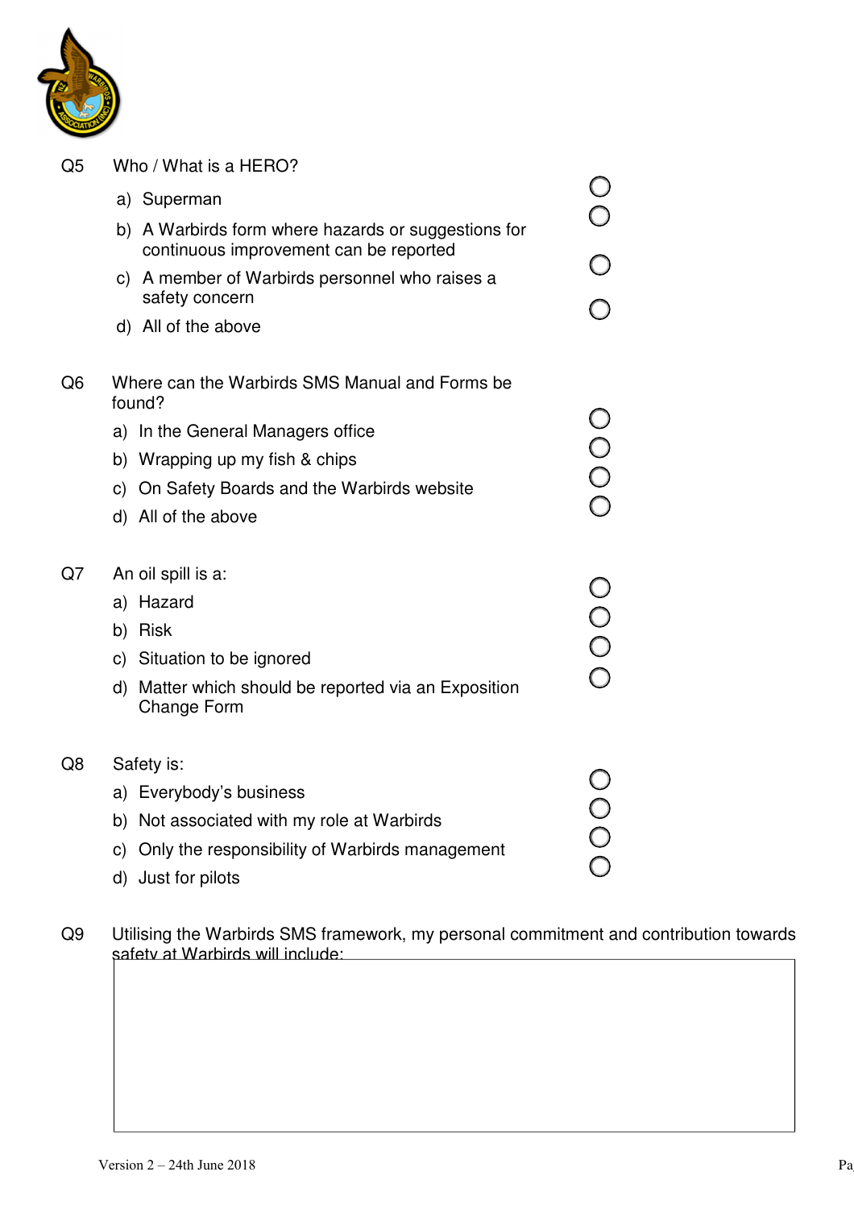Q5 Who / What is a HERO?

a) Superman ○
b) A Warbirds form where hazards or suggestions for continuous improvement can be reported ○
c) A member of Warbirds personnel who raises a safety concern ○
d) All of the above ○

Q6 Where can the Warbirds SMS Manual and Forms be found?

a) In the General Managers office ○
b) Wrapping up my fish & chips ○
c) On Safety Boards and the Warbirds website ○
d) All of the above ○

Q7 An oil spill is a:

a) Hazard ○
b) Risk ○
c) Situation to be ignored ○
d) Matter which should be reported via an Exposition Change Form ○

Q8 Safety is:

a) Everybody's business ○
b) Not associated with my role at Warbirds ○
c) Only the responsibility of Warbirds management ○
d) Just for pilots ○

Q9 Utilising the Warbirds SMS framework, my personal commitment and contribution towards safety at Warbirds will include:

| |
|---|
| |

Version 2 – 24th June 2018